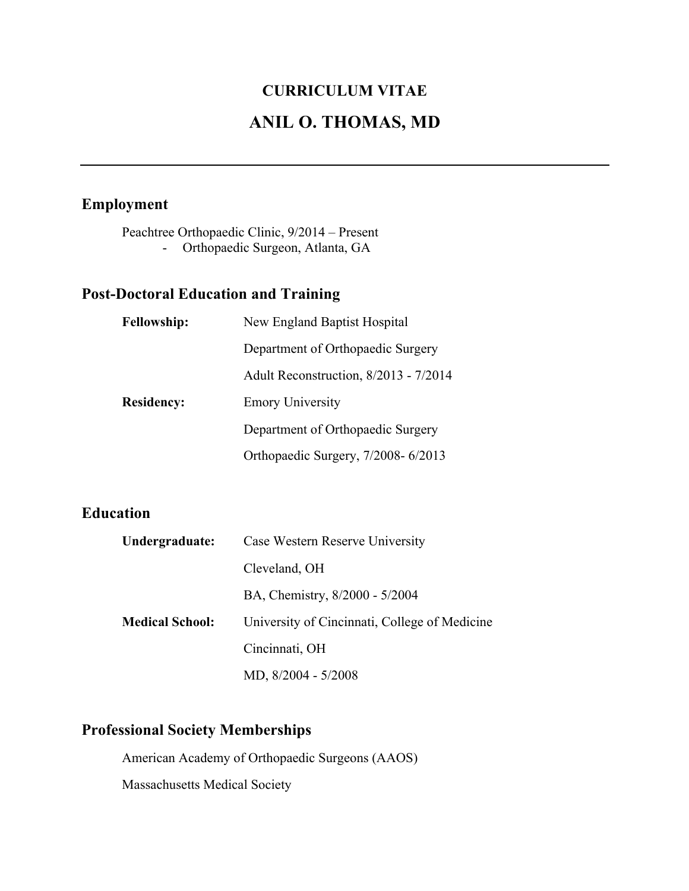# CURRICULUM VITAE

# ANIL O. THOMAS, MD

---

## Employment

Peachtree Orthopaedic Clinic, 9/2014 – Present
- Orthopaedic Surgeon, Atlanta, GA

## Post-Doctoral Education and Training

**Fellowship:**
New England Baptist Hospital
Department of Orthopaedic Surgery
Adult Reconstruction, 8/2013 - 7/2014

**Residency:**
Emory University
Department of Orthopaedic Surgery
Orthopaedic Surgery, 7/2008- 6/2013

## Education

**Undergraduate:**
Case Western Reserve University
Cleveland, OH
BA, Chemistry, 8/2000 - 5/2004

**Medical School:**
University of Cincinnati, College of Medicine
Cincinnati, OH
MD, 8/2004 - 5/2008

## Professional Society Memberships

American Academy of Orthopaedic Surgeons (AAOS)

Massachusetts Medical Society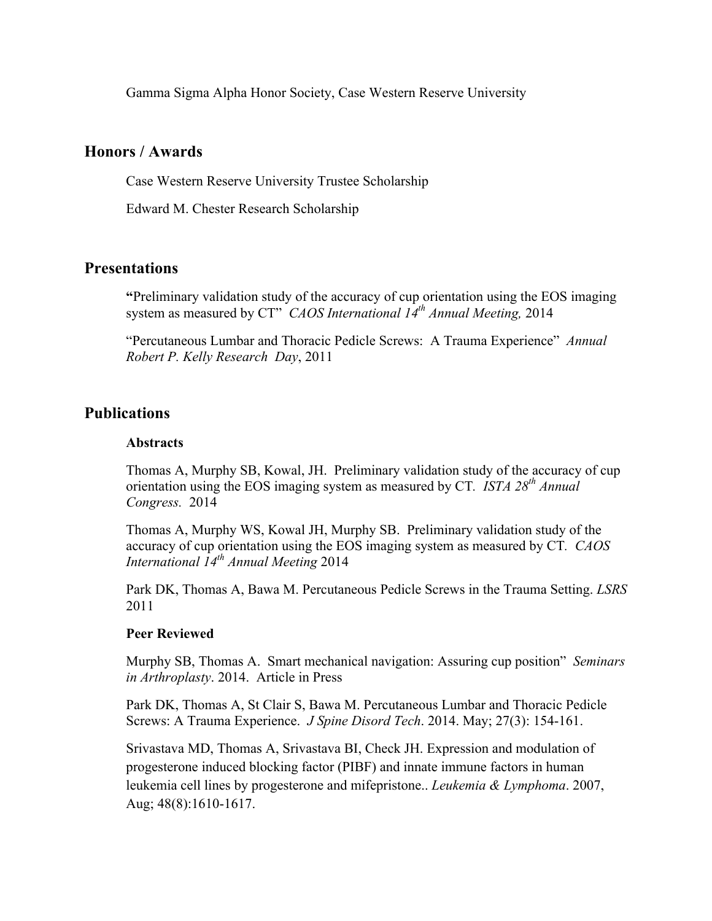Gamma Sigma Alpha Honor Society, Case Western Reserve University

## Honors / Awards

Case Western Reserve University Trustee Scholarship

Edward M. Chester Research Scholarship

## Presentations

**"**Preliminary validation study of the accuracy of cup orientation using the EOS imaging system as measured by CT" *CAOS International 14th Annual Meeting,* 2014

"Percutaneous Lumbar and Thoracic Pedicle Screws: A Trauma Experience" *Annual Robert P. Kelly Research Day*, 2011

## Publications

### Abstracts

Thomas A, Murphy SB, Kowal, JH. Preliminary validation study of the accuracy of cup orientation using the EOS imaging system as measured by CT. *ISTA 28th Annual Congress.* 2014

Thomas A, Murphy WS, Kowal JH, Murphy SB. Preliminary validation study of the accuracy of cup orientation using the EOS imaging system as measured by CT. *CAOS International 14th Annual Meeting* 2014

Park DK, Thomas A, Bawa M. Percutaneous Pedicle Screws in the Trauma Setting. *LSRS* 2011

### Peer Reviewed

Murphy SB, Thomas A. Smart mechanical navigation: Assuring cup position" *Seminars in Arthroplasty*. 2014. Article in Press

Park DK, Thomas A, St Clair S, Bawa M. Percutaneous Lumbar and Thoracic Pedicle Screws: A Trauma Experience. *J Spine Disord Tech*. 2014. May; 27(3): 154-161.

Srivastava MD, Thomas A, Srivastava BI, Check JH. Expression and modulation of progesterone induced blocking factor (PIBF) and innate immune factors in human leukemia cell lines by progesterone and mifepristone.. *Leukemia & Lymphoma*. 2007, Aug; 48(8):1610-1617.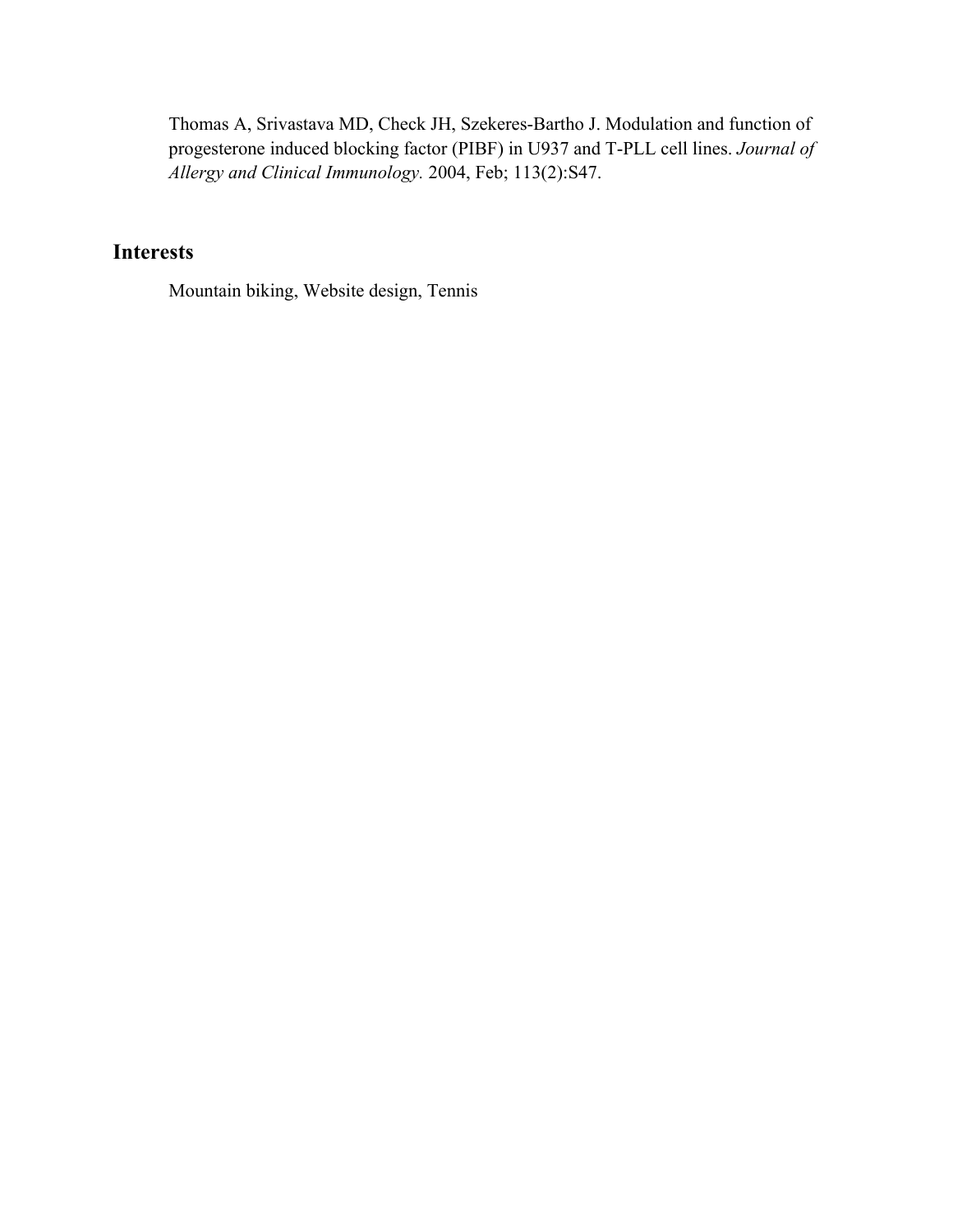Thomas A, Srivastava MD, Check JH, Szekeres-Bartho J. Modulation and function of progesterone induced blocking factor (PIBF) in U937 and T-PLL cell lines. *Journal of Allergy and Clinical Immunology.* 2004, Feb; 113(2):S47.

## Interests

Mountain biking, Website design, Tennis